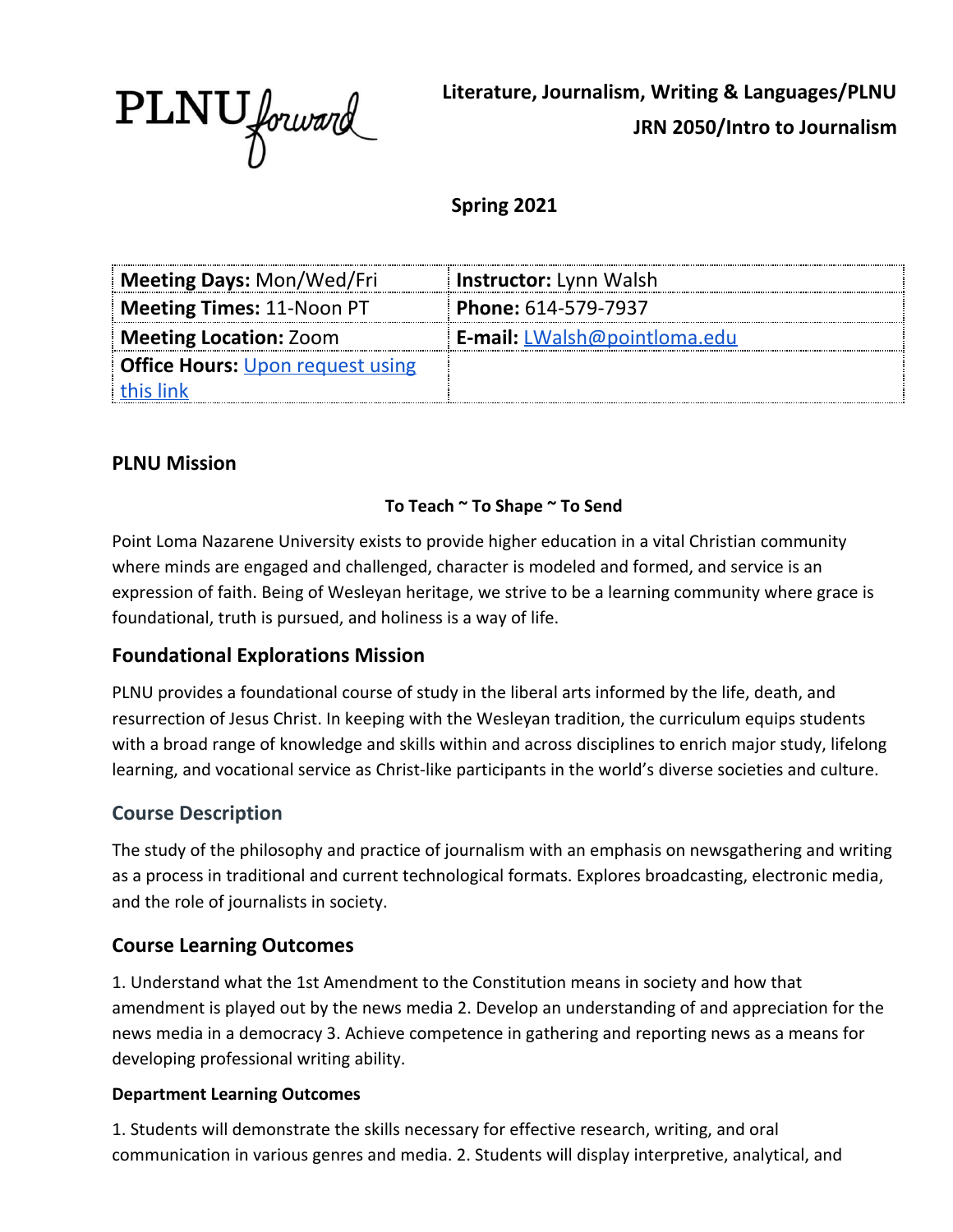PLNU forward

**Literature, Journalism, Writing & Languages/PLNU**
**JRN 2050/Intro to Journalism**

**Spring 2021**

| **Meeting Days:** Mon/Wed/Fri | **Instructor:** Lynn Walsh |
|---|---|
| **Meeting Times:** 11-Noon PT | **Phone:** 614-579-7937 |
| **Meeting Location:** Zoom | **E-mail:** LWalsh@pointloma.edu |
| **Office Hours:** Upon request using this link | |

## PLNU Mission

**To Teach ~ To Shape ~ To Send**

Point Loma Nazarene University exists to provide higher education in a vital Christian community where minds are engaged and challenged, character is modeled and formed, and service is an expression of faith. Being of Wesleyan heritage, we strive to be a learning community where grace is foundational, truth is pursued, and holiness is a way of life.

## Foundational Explorations Mission

PLNU provides a foundational course of study in the liberal arts informed by the life, death, and resurrection of Jesus Christ. In keeping with the Wesleyan tradition, the curriculum equips students with a broad range of knowledge and skills within and across disciplines to enrich major study, lifelong learning, and vocational service as Christ-like participants in the world's diverse societies and culture.

## Course Description

The study of the philosophy and practice of journalism with an emphasis on newsgathering and writing as a process in traditional and current technological formats. Explores broadcasting, electronic media, and the role of journalists in society.

## Course Learning Outcomes

1. Understand what the 1st Amendment to the Constitution means in society and how that amendment is played out by the news media 2. Develop an understanding of and appreciation for the news media in a democracy 3. Achieve competence in gathering and reporting news as a means for developing professional writing ability.

### Department Learning Outcomes

1. Students will demonstrate the skills necessary for effective research, writing, and oral communication in various genres and media. 2. Students will display interpretive, analytical, and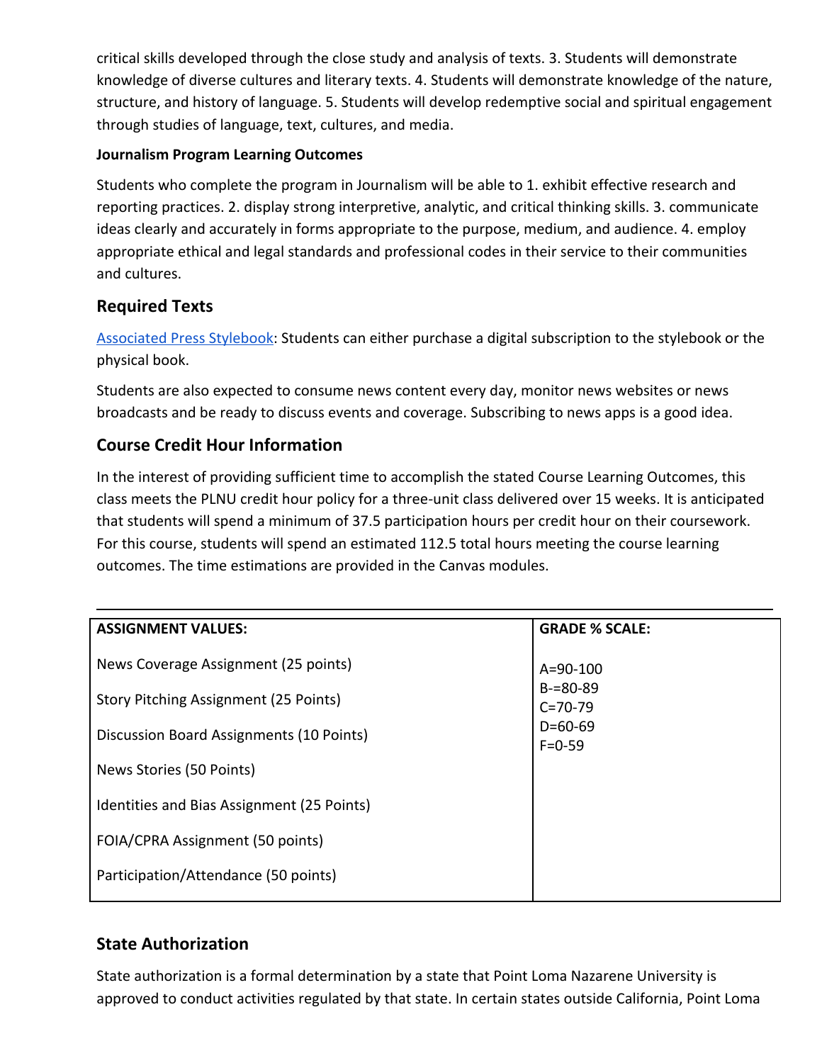critical skills developed through the close study and analysis of texts. 3. Students will demonstrate knowledge of diverse cultures and literary texts. 4. Students will demonstrate knowledge of the nature, structure, and history of language. 5. Students will develop redemptive social and spiritual engagement through studies of language, text, cultures, and media.

#### Journalism Program Learning Outcomes

Students who complete the program in Journalism will be able to 1. exhibit effective research and reporting practices. 2. display strong interpretive, analytic, and critical thinking skills. 3. communicate ideas clearly and accurately in forms appropriate to the purpose, medium, and audience. 4. employ appropriate ethical and legal standards and professional codes in their service to their communities and cultures.

## Required Texts

[Associated Press Stylebook](): Students can either purchase a digital subscription to the stylebook or the physical book.

Students are also expected to consume news content every day, monitor news websites or news broadcasts and be ready to discuss events and coverage. Subscribing to news apps is a good idea.

## Course Credit Hour Information

In the interest of providing sufficient time to accomplish the stated Course Learning Outcomes, this class meets the PLNU credit hour policy for a three-unit class delivered over 15 weeks. It is anticipated that students will spend a minimum of 37.5 participation hours per credit hour on their coursework. For this course, students will spend an estimated 112.5 total hours meeting the course learning outcomes. The time estimations are provided in the Canvas modules.

---

| **ASSIGNMENT VALUES:** | **GRADE % SCALE:** |
|---|---|
| News Coverage Assignment (25 points) | A=90-100 |
| Story Pitching Assignment (25 Points) | B-=80-89 |
| Discussion Board Assignments (10 Points) | C=70-79 |
| News Stories (50 Points) | D=60-69 |
| Identities and Bias Assignment (25 Points) | F=0-59 |
| FOIA/CPRA Assignment (50 points) | |
| Participation/Attendance (50 points) | |

## State Authorization

State authorization is a formal determination by a state that Point Loma Nazarene University is approved to conduct activities regulated by that state. In certain states outside California, Point Loma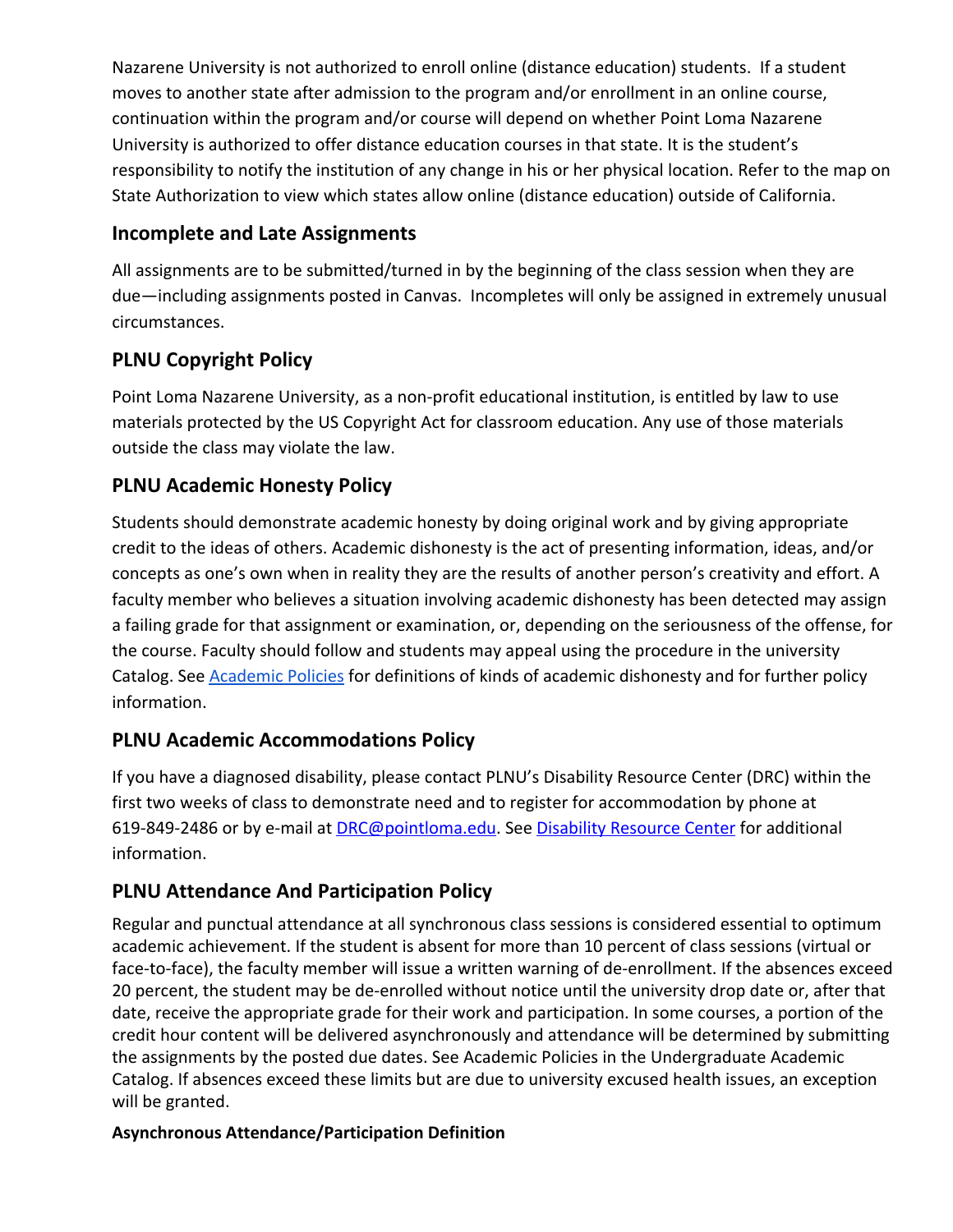Nazarene University is not authorized to enroll online (distance education) students. If a student moves to another state after admission to the program and/or enrollment in an online course, continuation within the program and/or course will depend on whether Point Loma Nazarene University is authorized to offer distance education courses in that state. It is the student's responsibility to notify the institution of any change in his or her physical location. Refer to the map on State Authorization to view which states allow online (distance education) outside of California.

## Incomplete and Late Assignments

All assignments are to be submitted/turned in by the beginning of the class session when they are due—including assignments posted in Canvas. Incompletes will only be assigned in extremely unusual circumstances.

## PLNU Copyright Policy

Point Loma Nazarene University, as a non-profit educational institution, is entitled by law to use materials protected by the US Copyright Act for classroom education. Any use of those materials outside the class may violate the law.

## PLNU Academic Honesty Policy

Students should demonstrate academic honesty by doing original work and by giving appropriate credit to the ideas of others. Academic dishonesty is the act of presenting information, ideas, and/or concepts as one's own when in reality they are the results of another person's creativity and effort. A faculty member who believes a situation involving academic dishonesty has been detected may assign a failing grade for that assignment or examination, or, depending on the seriousness of the offense, for the course. Faculty should follow and students may appeal using the procedure in the university Catalog. See Academic Policies for definitions of kinds of academic dishonesty and for further policy information.

## PLNU Academic Accommodations Policy

If you have a diagnosed disability, please contact PLNU's Disability Resource Center (DRC) within the first two weeks of class to demonstrate need and to register for accommodation by phone at 619-849-2486 or by e-mail at DRC@pointloma.edu. See Disability Resource Center for additional information.

## PLNU Attendance And Participation Policy

Regular and punctual attendance at all synchronous class sessions is considered essential to optimum academic achievement. If the student is absent for more than 10 percent of class sessions (virtual or face-to-face), the faculty member will issue a written warning of de-enrollment. If the absences exceed 20 percent, the student may be de-enrolled without notice until the university drop date or, after that date, receive the appropriate grade for their work and participation. In some courses, a portion of the credit hour content will be delivered asynchronously and attendance will be determined by submitting the assignments by the posted due dates. See Academic Policies in the Undergraduate Academic Catalog. If absences exceed these limits but are due to university excused health issues, an exception will be granted.

**Asynchronous Attendance/Participation Definition**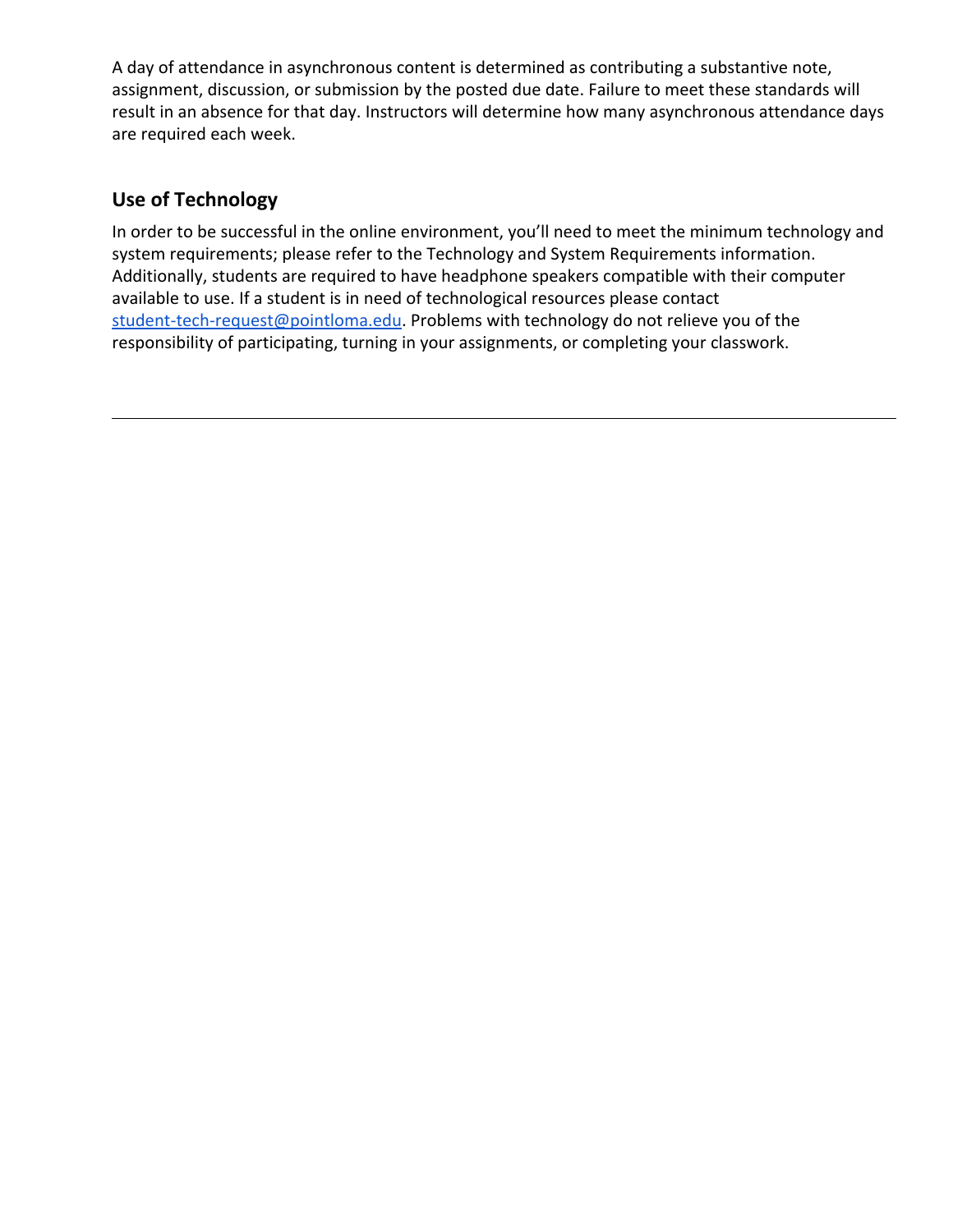A day of attendance in asynchronous content is determined as contributing a substantive note, assignment, discussion, or submission by the posted due date. Failure to meet these standards will result in an absence for that day. Instructors will determine how many asynchronous attendance days are required each week.

## Use of Technology

In order to be successful in the online environment, you'll need to meet the minimum technology and system requirements; please refer to the Technology and System Requirements information. Additionally, students are required to have headphone speakers compatible with their computer available to use. If a student is in need of technological resources please contact student-tech-request@pointloma.edu. Problems with technology do not relieve you of the responsibility of participating, turning in your assignments, or completing your classwork.

---